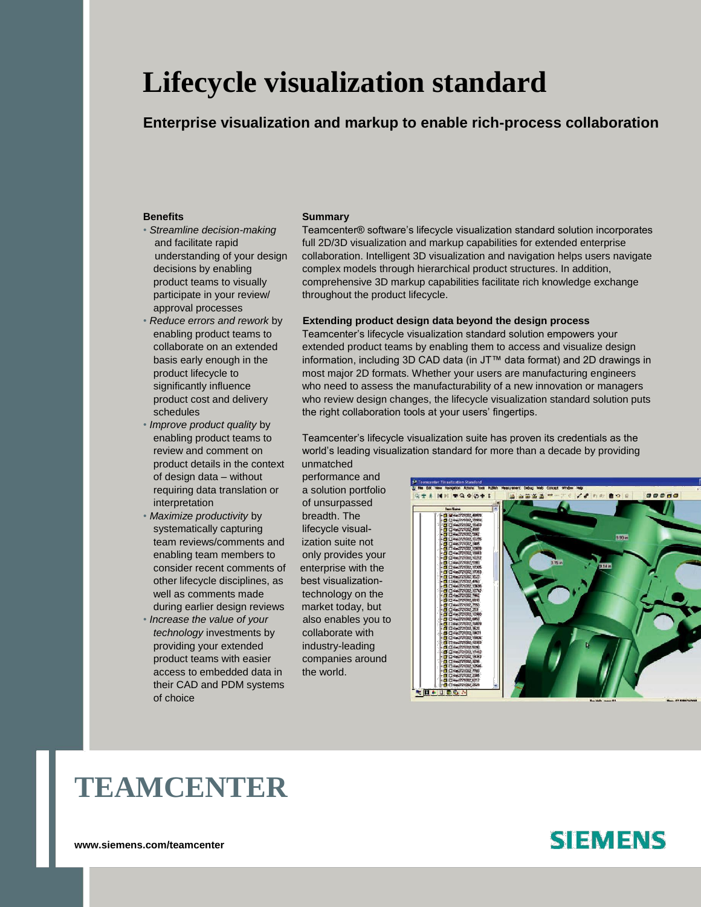# Lifecycle visualization standard

## Enterprise visualization and markup to enable rich-process collaboration

### Benefits

- *Streamline decision-making* and facilitate rapid understanding of your design decisions by enabling product teams to visually participate in your review/approval processes
- *Reduce errors and rework* by enabling product teams to collaborate on an extended basis early enough in the product lifecycle to significantly influence product cost and delivery schedules
- *Improve product quality* by enabling product teams to review and comment on product details in the context of design data – without requiring data translation or interpretation
- *Maximize productivity* by systematically capturing team reviews/comments and enabling team members to consider recent comments of other lifecycle disciplines, as well as comments made during earlier design reviews
- *Increase the value of your technology* investments by providing your extended product teams with easier access to embedded data in their CAD and PDM systems of choice

### Summary

Teamcenter® software's lifecycle visualization standard solution incorporates full 2D/3D visualization and markup capabilities for extended enterprise collaboration. Intelligent 3D visualization and navigation helps users navigate complex models through hierarchical product structures. In addition, comprehensive 3D markup capabilities facilitate rich knowledge exchange throughout the product lifecycle.

### Extending product design data beyond the design process

Teamcenter's lifecycle visualization standard solution empowers your extended product teams by enabling them to access and visualize design information, including 3D CAD data (in JT™ data format) and 2D drawings in most major 2D formats. Whether your users are manufacturing engineers who need to assess the manufacturability of a new innovation or managers who review design changes, the lifecycle visualization standard solution puts the right collaboration tools at your users' fingertips.

Teamcenter's lifecycle visualization suite has proven its credentials as the world's leading visualization standard for more than a decade by providing unmatched performance and a solution portfolio of unsurpassed breadth. The lifecycle visualization suite not only provides your enterprise with the best visualization-technology on the market today, but also enables you to collaborate with industry-leading companies around the world.

# TEAMCENTER

www.siemens.com/teamcenter

SIEMENS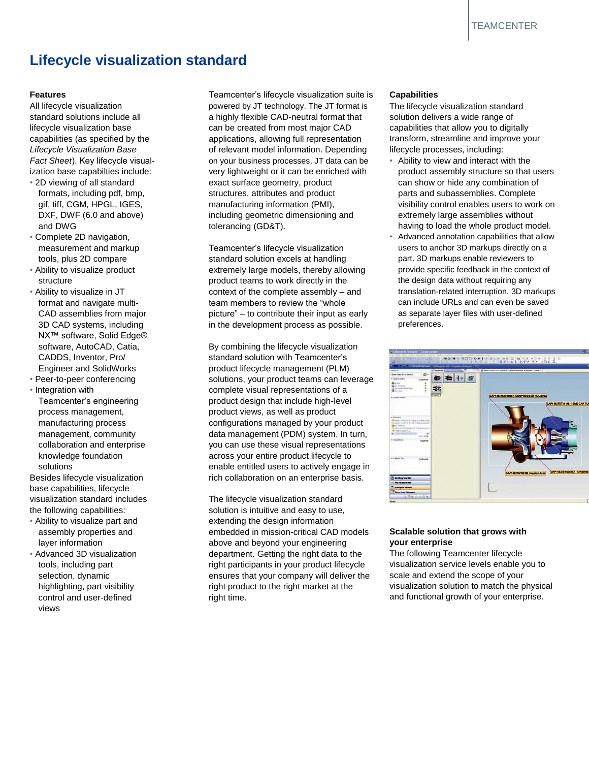# Lifecycle visualization standard

### Features

All lifecycle visualization standard solutions include all lifecycle visualization base capabilities (as specified by the *Lifecycle Visualization Base Fact Sheet*). Key lifecycle visualization base capabilties include:

- 2D viewing of all standard formats, including pdf, bmp, gif, tiff, CGM, HPGL, IGES, DXF, DWF (6.0 and above) and DWG
- Complete 2D navigation, measurement and markup tools, plus 2D compare
- Ability to visualize product structure
- Ability to visualize in JT format and navigate multi-CAD assemblies from major 3D CAD systems, including NX™ software, Solid Edge® software, AutoCAD, Catia, CADDS, Inventor, Pro/ Engineer and SolidWorks
- Peer-to-peer conferencing
- Integration with Teamcenter's engineering process management, manufacturing process management, community collaboration and enterprise knowledge foundation solutions

Besides lifecycle visualization base capabilities, lifecycle visualization standard includes the following capabilities:

- Ability to visualize part and assembly properties and layer information
- Advanced 3D visualization tools, including part selection, dynamic highlighting, part visibility control and user-defined views

Teamcenter's lifecycle visualization suite is powered by JT technology. The JT format is a highly flexible CAD-neutral format that can be created from most major CAD applications, allowing full representation of relevant model information. Depending on your business processes, JT data can be very lightweight or it can be enriched with exact surface geometry, product structures, attributes and product manufacturing information (PMI), including geometric dimensioning and tolerancing (GD&T).

Teamcenter's lifecycle visualization standard solution excels at handling extremely large models, thereby allowing product teams to work directly in the context of the complete assembly – and team members to review the "whole picture" – to contribute their input as early in the development process as possible.

By combining the lifecycle visualization standard solution with Teamcenter's product lifecycle management (PLM) solutions, your product teams can leverage complete visual representations of a product design that include high-level product views, as well as product configurations managed by your product data management (PDM) system. In turn, you can use these visual representations across your entire product lifecycle to enable entitled users to actively engage in rich collaboration on an enterprise basis.

The lifecycle visualization standard solution is intuitive and easy to use, extending the design information embedded in mission-critical CAD models above and beyond your engineering department. Getting the right data to the right participants in your product lifecycle ensures that your company will deliver the right product to the right market at the right time.

### Capabilities

The lifecycle visualization standard solution delivers a wide range of capabilities that allow you to digitally transform, streamline and improve your lifecycle processes, including:

- Ability to view and interact with the product assembly structure so that users can show or hide any combination of parts and subassemblies. Complete visibility control enables users to work on extremely large assemblies without having to load the whole product model.
- Advanced annotation capabilities that allow users to anchor 3D markups directly on a part. 3D markups enable reviewers to provide specific feedback in the context of the design data without requiring any translation-related interruption. 3D markups can include URLs and can even be saved as separate layer files with user-defined preferences.

### Scalable solution that grows with your enterprise

The following Teamcenter lifecycle visualization service levels enable you to scale and extend the scope of your visualization solution to match the physical and functional growth of your enterprise.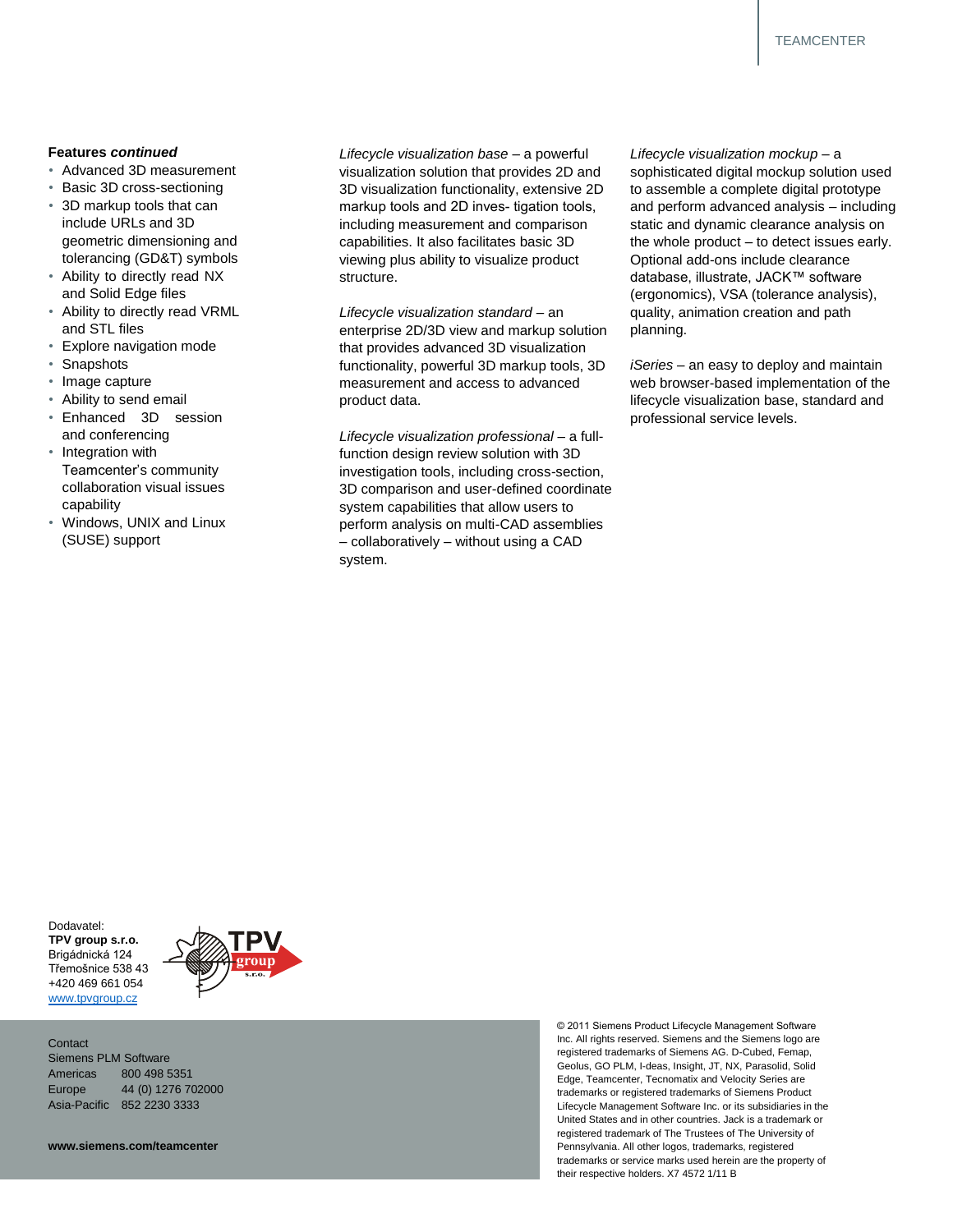**Features *continued***

- Advanced 3D measurement
- Basic 3D cross-sectioning
- 3D markup tools that can include URLs and 3D geometric dimensioning and tolerancing (GD&T) symbols
- Ability to directly read NX and Solid Edge files
- Ability to directly read VRML and STL files
- Explore navigation mode
- Snapshots
- Image capture
- Ability to send email
- Enhanced 3D session and conferencing
- Integration with Teamcenter's community collaboration visual issues capability
- Windows, UNIX and Linux (SUSE) support

*Lifecycle visualization base* – a powerful visualization solution that provides 2D and 3D visualization functionality, extensive 2D markup tools and 2D inves- tigation tools, including measurement and comparison capabilities. It also facilitates basic 3D viewing plus ability to visualize product structure.

*Lifecycle visualization standard* – an enterprise 2D/3D view and markup solution that provides advanced 3D visualization functionality, powerful 3D markup tools, 3D measurement and access to advanced product data.

*Lifecycle visualization professional* – a full-function design review solution with 3D investigation tools, including cross-section, 3D comparison and user-defined coordinate system capabilities that allow users to perform analysis on multi-CAD assemblies – collaboratively – without using a CAD system.

*Lifecycle visualization mockup* – a sophisticated digital mockup solution used to assemble a complete digital prototype and perform advanced analysis – including static and dynamic clearance analysis on the whole product – to detect issues early. Optional add-ons include clearance database, illustrate, JACK™ software (ergonomics), VSA (tolerance analysis), quality, animation creation and path planning.

*iSeries* – an easy to deploy and maintain web browser-based implementation of the lifecycle visualization base, standard and professional service levels.

Dodavatel:
**TPV group s.r.o.**
Brigádnická 124
Třemošnice 538 43
+420 469 661 054
www.tpvgroup.cz

Contact
Siemens PLM Software

| | |
|---|---|
| Americas | 800 498 5351 |
| Europe | 44 (0) 1276 702000 |
| Asia-Pacific | 852 2230 3333 |

**www.siemens.com/teamcenter**

© 2011 Siemens Product Lifecycle Management Software Inc. All rights reserved. Siemens and the Siemens logo are registered trademarks of Siemens AG. D-Cubed, Femap, Geolus, GO PLM, I-deas, Insight, JT, NX, Parasolid, Solid Edge, Teamcenter, Tecnomatix and Velocity Series are trademarks or registered trademarks of Siemens Product Lifecycle Management Software Inc. or its subsidiaries in the United States and in other countries. Jack is a trademark or registered trademark of The Trustees of The University of Pennsylvania. All other logos, trademarks, registered trademarks or service marks used herein are the property of their respective holders. X7 4572 1/11 B